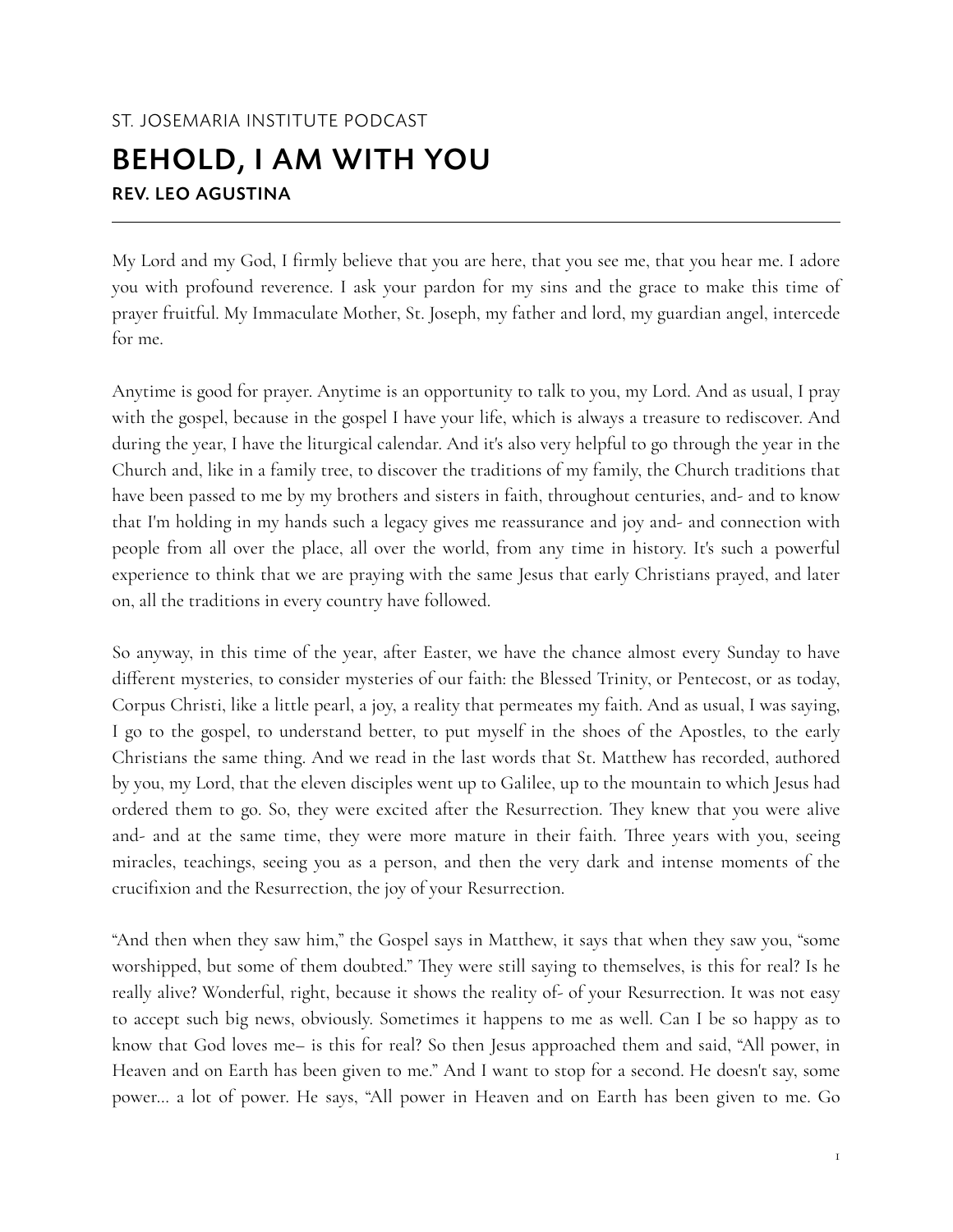ST. JOSEMARIA INSTITUTE PODCAST

# BEHOLD, I AM WITH YOU

**REV. LEO AGUSTINA**

---

My Lord and my God, I firmly believe that you are here, that you see me, that you hear me. I adore you with profound reverence. I ask your pardon for my sins and the grace to make this time of prayer fruitful. My Immaculate Mother, St. Joseph, my father and lord, my guardian angel, intercede for me.

Anytime is good for prayer. Anytime is an opportunity to talk to you, my Lord. And as usual, I pray with the gospel, because in the gospel I have your life, which is always a treasure to rediscover. And during the year, I have the liturgical calendar. And it's also very helpful to go through the year in the Church and, like in a family tree, to discover the traditions of my family, the Church traditions that have been passed to me by my brothers and sisters in faith, throughout centuries, and- and to know that I'm holding in my hands such a legacy gives me reassurance and joy and- and connection with people from all over the place, all over the world, from any time in history. It's such a powerful experience to think that we are praying with the same Jesus that early Christians prayed, and later on, all the traditions in every country have followed.

So anyway, in this time of the year, after Easter, we have the chance almost every Sunday to have different mysteries, to consider mysteries of our faith: the Blessed Trinity, or Pentecost, or as today, Corpus Christi, like a little pearl, a joy, a reality that permeates my faith. And as usual, I was saying, I go to the gospel, to understand better, to put myself in the shoes of the Apostles, to the early Christians the same thing. And we read in the last words that St. Matthew has recorded, authored by you, my Lord, that the eleven disciples went up to Galilee, up to the mountain to which Jesus had ordered them to go. So, they were excited after the Resurrection. They knew that you were alive and- and at the same time, they were more mature in their faith. Three years with you, seeing miracles, teachings, seeing you as a person, and then the very dark and intense moments of the crucifixion and the Resurrection, the joy of your Resurrection.

"And then when they saw him," the Gospel says in Matthew, it says that when they saw you, "some worshipped, but some of them doubted." They were still saying to themselves, is this for real? Is he really alive? Wonderful, right, because it shows the reality of- of your Resurrection. It was not easy to accept such big news, obviously. Sometimes it happens to me as well. Can I be so happy as to know that God loves me– is this for real? So then Jesus approached them and said, "All power, in Heaven and on Earth has been given to me." And I want to stop for a second. He doesn't say, some power... a lot of power. He says, "All power in Heaven and on Earth has been given to me. Go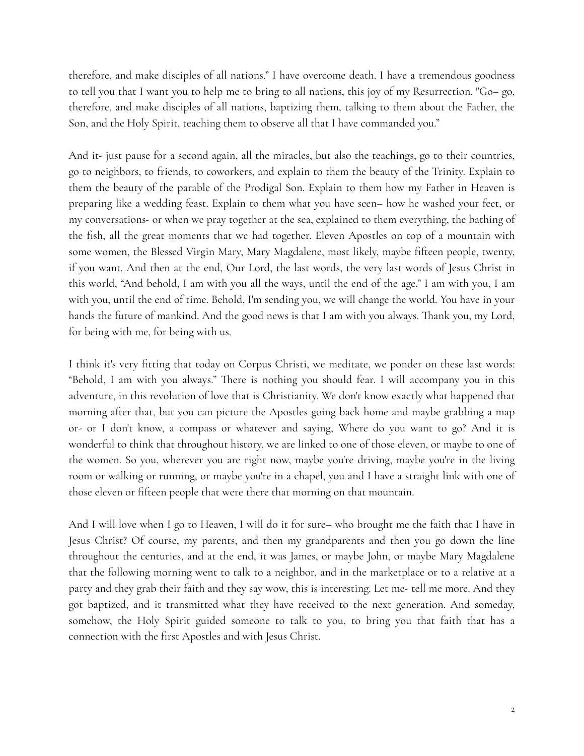therefore, and make disciples of all nations." I have overcome death. I have a tremendous goodness to tell you that I want you to help me to bring to all nations, this joy of my Resurrection. "Go– go, therefore, and make disciples of all nations, baptizing them, talking to them about the Father, the Son, and the Holy Spirit, teaching them to observe all that I have commanded you."

And it- just pause for a second again, all the miracles, but also the teachings, go to their countries, go to neighbors, to friends, to coworkers, and explain to them the beauty of the Trinity. Explain to them the beauty of the parable of the Prodigal Son. Explain to them how my Father in Heaven is preparing like a wedding feast. Explain to them what you have seen– how he washed your feet, or my conversations- or when we pray together at the sea, explained to them everything, the bathing of the fish, all the great moments that we had together. Eleven Apostles on top of a mountain with some women, the Blessed Virgin Mary, Mary Magdalene, most likely, maybe fifteen people, twenty, if you want. And then at the end, Our Lord, the last words, the very last words of Jesus Christ in this world, "And behold, I am with you all the ways, until the end of the age." I am with you, I am with you, until the end of time. Behold, I'm sending you, we will change the world. You have in your hands the future of mankind. And the good news is that I am with you always. Thank you, my Lord, for being with me, for being with us.

I think it's very fitting that today on Corpus Christi, we meditate, we ponder on these last words: "Behold, I am with you always." There is nothing you should fear. I will accompany you in this adventure, in this revolution of love that is Christianity. We don't know exactly what happened that morning after that, but you can picture the Apostles going back home and maybe grabbing a map or- or I don't know, a compass or whatever and saying, Where do you want to go? And it is wonderful to think that throughout history, we are linked to one of those eleven, or maybe to one of the women. So you, wherever you are right now, maybe you're driving, maybe you're in the living room or walking or running, or maybe you're in a chapel, you and I have a straight link with one of those eleven or fifteen people that were there that morning on that mountain.

And I will love when I go to Heaven, I will do it for sure– who brought me the faith that I have in Jesus Christ? Of course, my parents, and then my grandparents and then you go down the line throughout the centuries, and at the end, it was James, or maybe John, or maybe Mary Magdalene that the following morning went to talk to a neighbor, and in the marketplace or to a relative at a party and they grab their faith and they say wow, this is interesting. Let me- tell me more. And they got baptized, and it transmitted what they have received to the next generation. And someday, somehow, the Holy Spirit guided someone to talk to you, to bring you that faith that has a connection with the first Apostles and with Jesus Christ.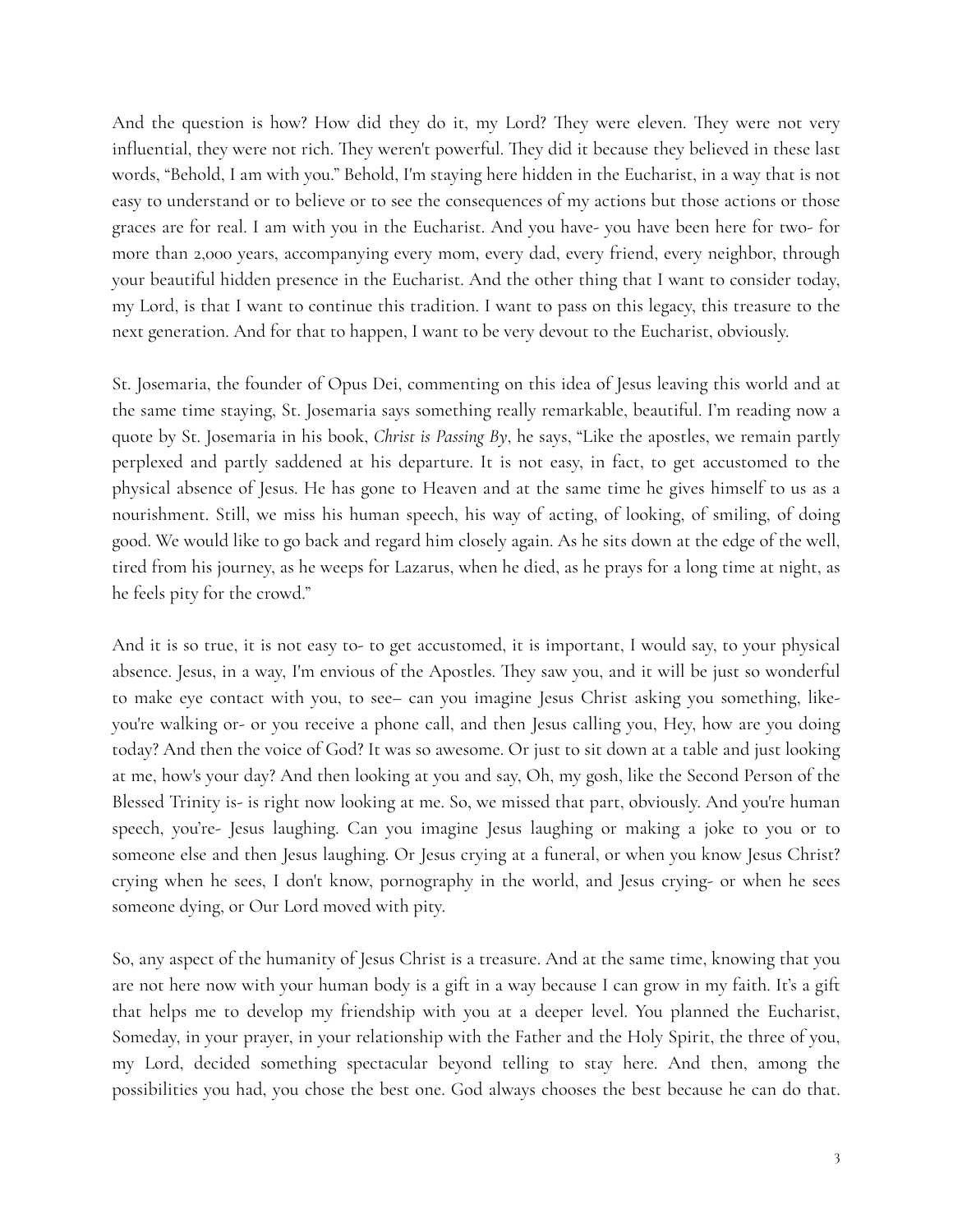And the question is how? How did they do it, my Lord? They were eleven. They were not very influential, they were not rich. They weren't powerful. They did it because they believed in these last words, "Behold, I am with you." Behold, I'm staying here hidden in the Eucharist, in a way that is not easy to understand or to believe or to see the consequences of my actions but those actions or those graces are for real. I am with you in the Eucharist. And you have- you have been here for two- for more than 2,000 years, accompanying every mom, every dad, every friend, every neighbor, through your beautiful hidden presence in the Eucharist. And the other thing that I want to consider today, my Lord, is that I want to continue this tradition. I want to pass on this legacy, this treasure to the next generation. And for that to happen, I want to be very devout to the Eucharist, obviously.

St. Josemaria, the founder of Opus Dei, commenting on this idea of Jesus leaving this world and at the same time staying, St. Josemaria says something really remarkable, beautiful. I'm reading now a quote by St. Josemaria in his book, *Christ is Passing By*, he says, "Like the apostles, we remain partly perplexed and partly saddened at his departure. It is not easy, in fact, to get accustomed to the physical absence of Jesus. He has gone to Heaven and at the same time he gives himself to us as a nourishment. Still, we miss his human speech, his way of acting, of looking, of smiling, of doing good. We would like to go back and regard him closely again. As he sits down at the edge of the well, tired from his journey, as he weeps for Lazarus, when he died, as he prays for a long time at night, as he feels pity for the crowd."

And it is so true, it is not easy to- to get accustomed, it is important, I would say, to your physical absence. Jesus, in a way, I'm envious of the Apostles. They saw you, and it will be just so wonderful to make eye contact with you, to see– can you imagine Jesus Christ asking you something, like- you're walking or- or you receive a phone call, and then Jesus calling you, Hey, how are you doing today? And then the voice of God? It was so awesome. Or just to sit down at a table and just looking at me, how's your day? And then looking at you and say, Oh, my gosh, like the Second Person of the Blessed Trinity is- is right now looking at me. So, we missed that part, obviously. And you're human speech, you're- Jesus laughing. Can you imagine Jesus laughing or making a joke to you or to someone else and then Jesus laughing. Or Jesus crying at a funeral, or when you know Jesus Christ? crying when he sees, I don't know, pornography in the world, and Jesus crying- or when he sees someone dying, or Our Lord moved with pity.

So, any aspect of the humanity of Jesus Christ is a treasure. And at the same time, knowing that you are not here now with your human body is a gift in a way because I can grow in my faith. It's a gift that helps me to develop my friendship with you at a deeper level. You planned the Eucharist, Someday, in your prayer, in your relationship with the Father and the Holy Spirit, the three of you, my Lord, decided something spectacular beyond telling to stay here. And then, among the possibilities you had, you chose the best one. God always chooses the best because he can do that.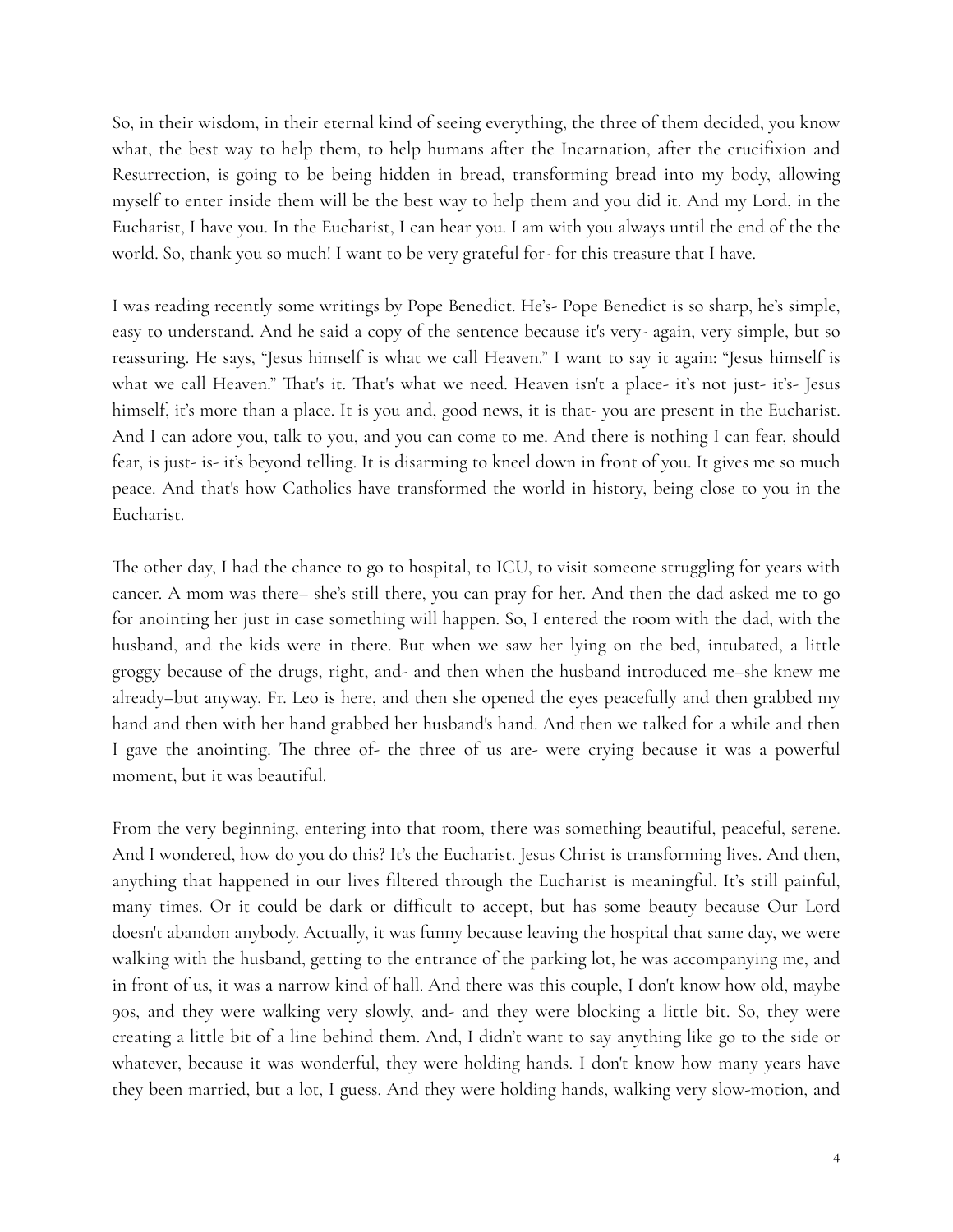So, in their wisdom, in their eternal kind of seeing everything, the three of them decided, you know what, the best way to help them, to help humans after the Incarnation, after the crucifixion and Resurrection, is going to be being hidden in bread, transforming bread into my body, allowing myself to enter inside them will be the best way to help them and you did it. And my Lord, in the Eucharist, I have you. In the Eucharist, I can hear you. I am with you always until the end of the the world. So, thank you so much! I want to be very grateful for- for this treasure that I have.

I was reading recently some writings by Pope Benedict. He's- Pope Benedict is so sharp, he's simple, easy to understand. And he said a copy of the sentence because it's very- again, very simple, but so reassuring. He says, "Jesus himself is what we call Heaven." I want to say it again: "Jesus himself is what we call Heaven." That's it. That's what we need. Heaven isn't a place- it's not just- it's- Jesus himself, it's more than a place. It is you and, good news, it is that- you are present in the Eucharist. And I can adore you, talk to you, and you can come to me. And there is nothing I can fear, should fear, is just- is- it's beyond telling. It is disarming to kneel down in front of you. It gives me so much peace. And that's how Catholics have transformed the world in history, being close to you in the Eucharist.

The other day, I had the chance to go to hospital, to ICU, to visit someone struggling for years with cancer. A mom was there– she's still there, you can pray for her. And then the dad asked me to go for anointing her just in case something will happen. So, I entered the room with the dad, with the husband, and the kids were in there. But when we saw her lying on the bed, intubated, a little groggy because of the drugs, right, and- and then when the husband introduced me–she knew me already–but anyway, Fr. Leo is here, and then she opened the eyes peacefully and then grabbed my hand and then with her hand grabbed her husband's hand. And then we talked for a while and then I gave the anointing. The three of- the three of us are- were crying because it was a powerful moment, but it was beautiful.

From the very beginning, entering into that room, there was something beautiful, peaceful, serene. And I wondered, how do you do this? It's the Eucharist. Jesus Christ is transforming lives. And then, anything that happened in our lives filtered through the Eucharist is meaningful. It's still painful, many times. Or it could be dark or difficult to accept, but has some beauty because Our Lord doesn't abandon anybody. Actually, it was funny because leaving the hospital that same day, we were walking with the husband, getting to the entrance of the parking lot, he was accompanying me, and in front of us, it was a narrow kind of hall. And there was this couple, I don't know how old, maybe 90s, and they were walking very slowly, and- and they were blocking a little bit. So, they were creating a little bit of a line behind them. And, I didn't want to say anything like go to the side or whatever, because it was wonderful, they were holding hands. I don't know how many years have they been married, but a lot, I guess. And they were holding hands, walking very slow-motion, and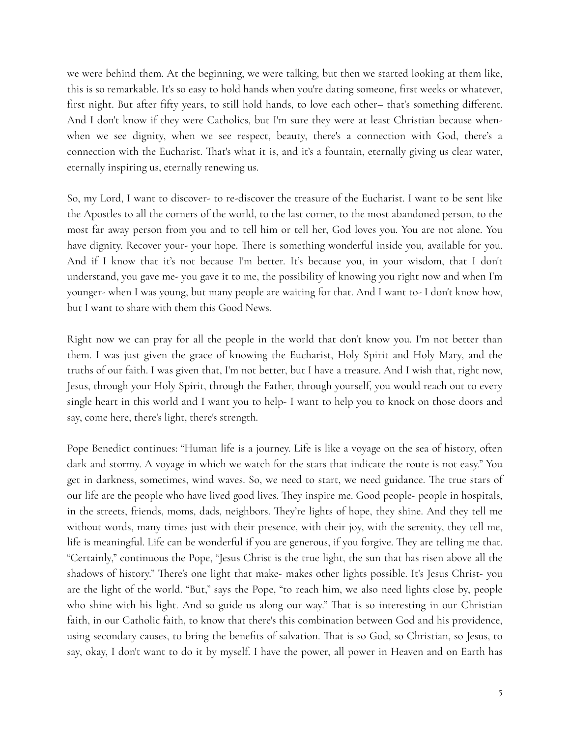we were behind them. At the beginning, we were talking, but then we started looking at them like, this is so remarkable. It's so easy to hold hands when you're dating someone, first weeks or whatever, first night. But after fifty years, to still hold hands, to love each other– that's something different. And I don't know if they were Catholics, but I'm sure they were at least Christian because when- when we see dignity, when we see respect, beauty, there's a connection with God, there's a connection with the Eucharist. That's what it is, and it's a fountain, eternally giving us clear water, eternally inspiring us, eternally renewing us.

So, my Lord, I want to discover- to re-discover the treasure of the Eucharist. I want to be sent like the Apostles to all the corners of the world, to the last corner, to the most abandoned person, to the most far away person from you and to tell him or tell her, God loves you. You are not alone. You have dignity. Recover your- your hope. There is something wonderful inside you, available for you. And if I know that it's not because I'm better. It's because you, in your wisdom, that I don't understand, you gave me- you gave it to me, the possibility of knowing you right now and when I'm younger- when I was young, but many people are waiting for that. And I want to- I don't know how, but I want to share with them this Good News.

Right now we can pray for all the people in the world that don't know you. I'm not better than them. I was just given the grace of knowing the Eucharist, Holy Spirit and Holy Mary, and the truths of our faith. I was given that, I'm not better, but I have a treasure. And I wish that, right now, Jesus, through your Holy Spirit, through the Father, through yourself, you would reach out to every single heart in this world and I want you to help- I want to help you to knock on those doors and say, come here, there's light, there's strength.

Pope Benedict continues: "Human life is a journey. Life is like a voyage on the sea of history, often dark and stormy. A voyage in which we watch for the stars that indicate the route is not easy." You get in darkness, sometimes, wind waves. So, we need to start, we need guidance. The true stars of our life are the people who have lived good lives. They inspire me. Good people- people in hospitals, in the streets, friends, moms, dads, neighbors. They're lights of hope, they shine. And they tell me without words, many times just with their presence, with their joy, with the serenity, they tell me, life is meaningful. Life can be wonderful if you are generous, if you forgive. They are telling me that. "Certainly," continuous the Pope, "Jesus Christ is the true light, the sun that has risen above all the shadows of history." There's one light that make- makes other lights possible. It's Jesus Christ- you are the light of the world. "But," says the Pope, "to reach him, we also need lights close by, people who shine with his light. And so guide us along our way." That is so interesting in our Christian faith, in our Catholic faith, to know that there's this combination between God and his providence, using secondary causes, to bring the benefits of salvation. That is so God, so Christian, so Jesus, to say, okay, I don't want to do it by myself. I have the power, all power in Heaven and on Earth has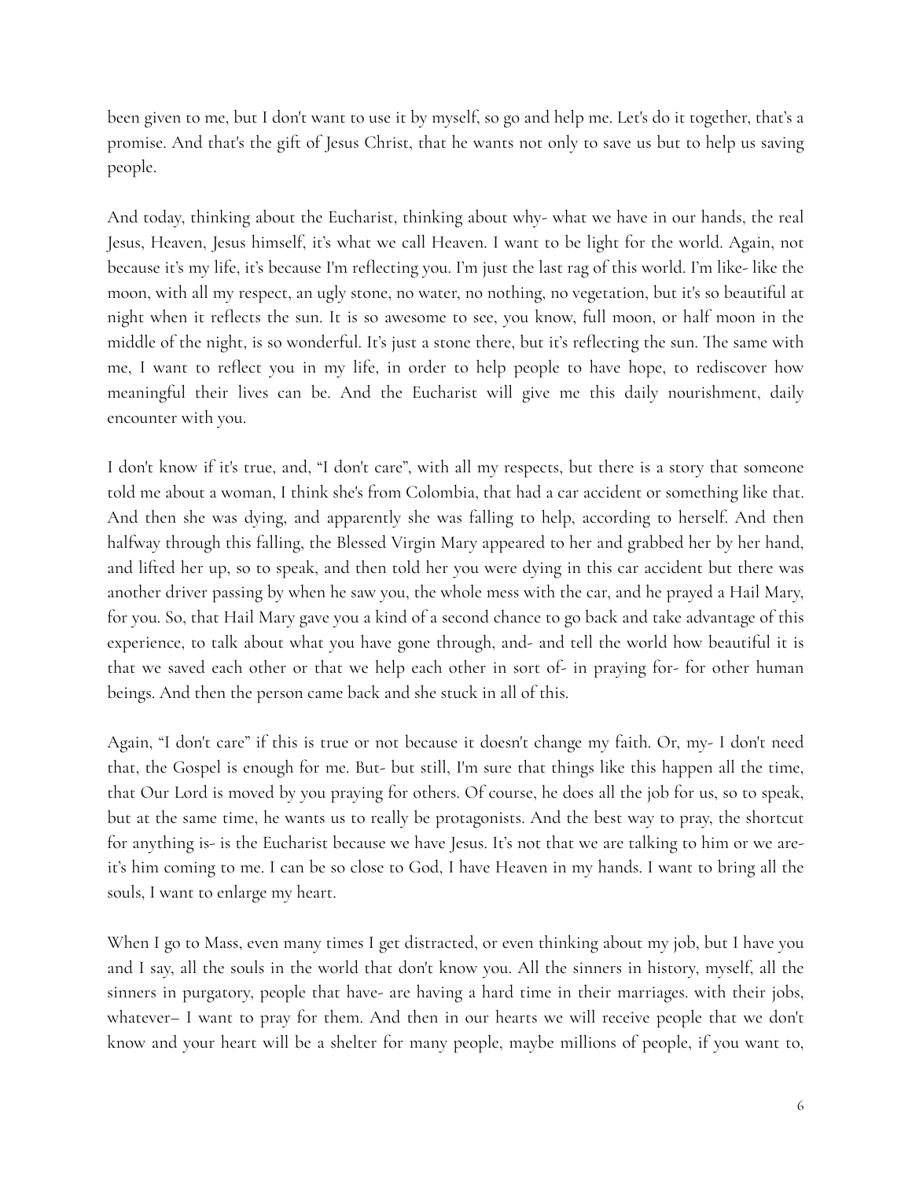been given to me, but I don't want to use it by myself, so go and help me. Let's do it together, that's a promise. And that's the gift of Jesus Christ, that he wants not only to save us but to help us saving people.

And today, thinking about the Eucharist, thinking about why- what we have in our hands, the real Jesus, Heaven, Jesus himself, it's what we call Heaven. I want to be light for the world. Again, not because it's my life, it's because I'm reflecting you. I'm just the last rag of this world. I'm like- like the moon, with all my respect, an ugly stone, no water, no nothing, no vegetation, but it's so beautiful at night when it reflects the sun. It is so awesome to see, you know, full moon, or half moon in the middle of the night, is so wonderful. It's just a stone there, but it's reflecting the sun. The same with me, I want to reflect you in my life, in order to help people to have hope, to rediscover how meaningful their lives can be. And the Eucharist will give me this daily nourishment, daily encounter with you.

I don't know if it's true, and, "I don't care", with all my respects, but there is a story that someone told me about a woman, I think she's from Colombia, that had a car accident or something like that. And then she was dying, and apparently she was falling to help, according to herself. And then halfway through this falling, the Blessed Virgin Mary appeared to her and grabbed her by her hand, and lifted her up, so to speak, and then told her you were dying in this car accident but there was another driver passing by when he saw you, the whole mess with the car, and he prayed a Hail Mary, for you. So, that Hail Mary gave you a kind of a second chance to go back and take advantage of this experience, to talk about what you have gone through, and- and tell the world how beautiful it is that we saved each other or that we help each other in sort of- in praying for- for other human beings. And then the person came back and she stuck in all of this.

Again, "I don't care" if this is true or not because it doesn't change my faith. Or, my- I don't need that, the Gospel is enough for me. But- but still, I'm sure that things like this happen all the time, that Our Lord is moved by you praying for others. Of course, he does all the job for us, so to speak, but at the same time, he wants us to really be protagonists. And the best way to pray, the shortcut for anything is- is the Eucharist because we have Jesus. It's not that we are talking to him or we are- it's him coming to me. I can be so close to God, I have Heaven in my hands. I want to bring all the souls, I want to enlarge my heart.

When I go to Mass, even many times I get distracted, or even thinking about my job, but I have you and I say, all the souls in the world that don't know you. All the sinners in history, myself, all the sinners in purgatory, people that have- are having a hard time in their marriages. with their jobs, whatever– I want to pray for them. And then in our hearts we will receive people that we don't know and your heart will be a shelter for many people, maybe millions of people, if you want to,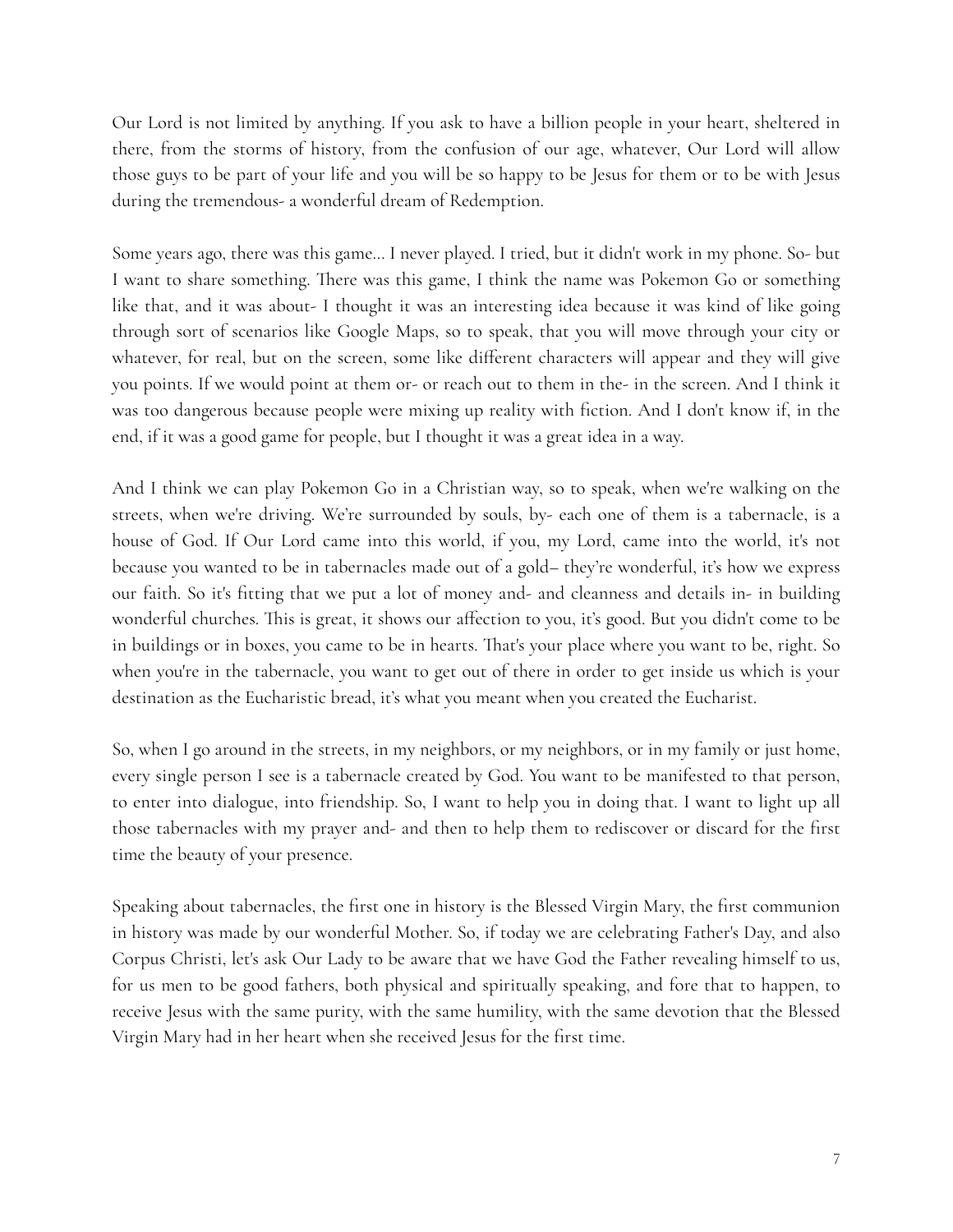Our Lord is not limited by anything. If you ask to have a billion people in your heart, sheltered in there, from the storms of history, from the confusion of our age, whatever, Our Lord will allow those guys to be part of your life and you will be so happy to be Jesus for them or to be with Jesus during the tremendous- a wonderful dream of Redemption.

Some years ago, there was this game... I never played. I tried, but it didn't work in my phone. So- but I want to share something. There was this game, I think the name was Pokemon Go or something like that, and it was about- I thought it was an interesting idea because it was kind of like going through sort of scenarios like Google Maps, so to speak, that you will move through your city or whatever, for real, but on the screen, some like different characters will appear and they will give you points. If we would point at them or- or reach out to them in the- in the screen. And I think it was too dangerous because people were mixing up reality with fiction. And I don't know if, in the end, if it was a good game for people, but I thought it was a great idea in a way.

And I think we can play Pokemon Go in a Christian way, so to speak, when we're walking on the streets, when we're driving. We're surrounded by souls, by- each one of them is a tabernacle, is a house of God. If Our Lord came into this world, if you, my Lord, came into the world, it's not because you wanted to be in tabernacles made out of a gold– they're wonderful, it's how we express our faith. So it's fitting that we put a lot of money and- and cleanness and details in- in building wonderful churches. This is great, it shows our affection to you, it's good. But you didn't come to be in buildings or in boxes, you came to be in hearts. That's your place where you want to be, right. So when you're in the tabernacle, you want to get out of there in order to get inside us which is your destination as the Eucharistic bread, it's what you meant when you created the Eucharist.

So, when I go around in the streets, in my neighbors, or my neighbors, or in my family or just home, every single person I see is a tabernacle created by God. You want to be manifested to that person, to enter into dialogue, into friendship. So, I want to help you in doing that. I want to light up all those tabernacles with my prayer and- and then to help them to rediscover or discard for the first time the beauty of your presence.

Speaking about tabernacles, the first one in history is the Blessed Virgin Mary, the first communion in history was made by our wonderful Mother. So, if today we are celebrating Father's Day, and also Corpus Christi, let's ask Our Lady to be aware that we have God the Father revealing himself to us, for us men to be good fathers, both physical and spiritually speaking, and fore that to happen, to receive Jesus with the same purity, with the same humility, with the same devotion that the Blessed Virgin Mary had in her heart when she received Jesus for the first time.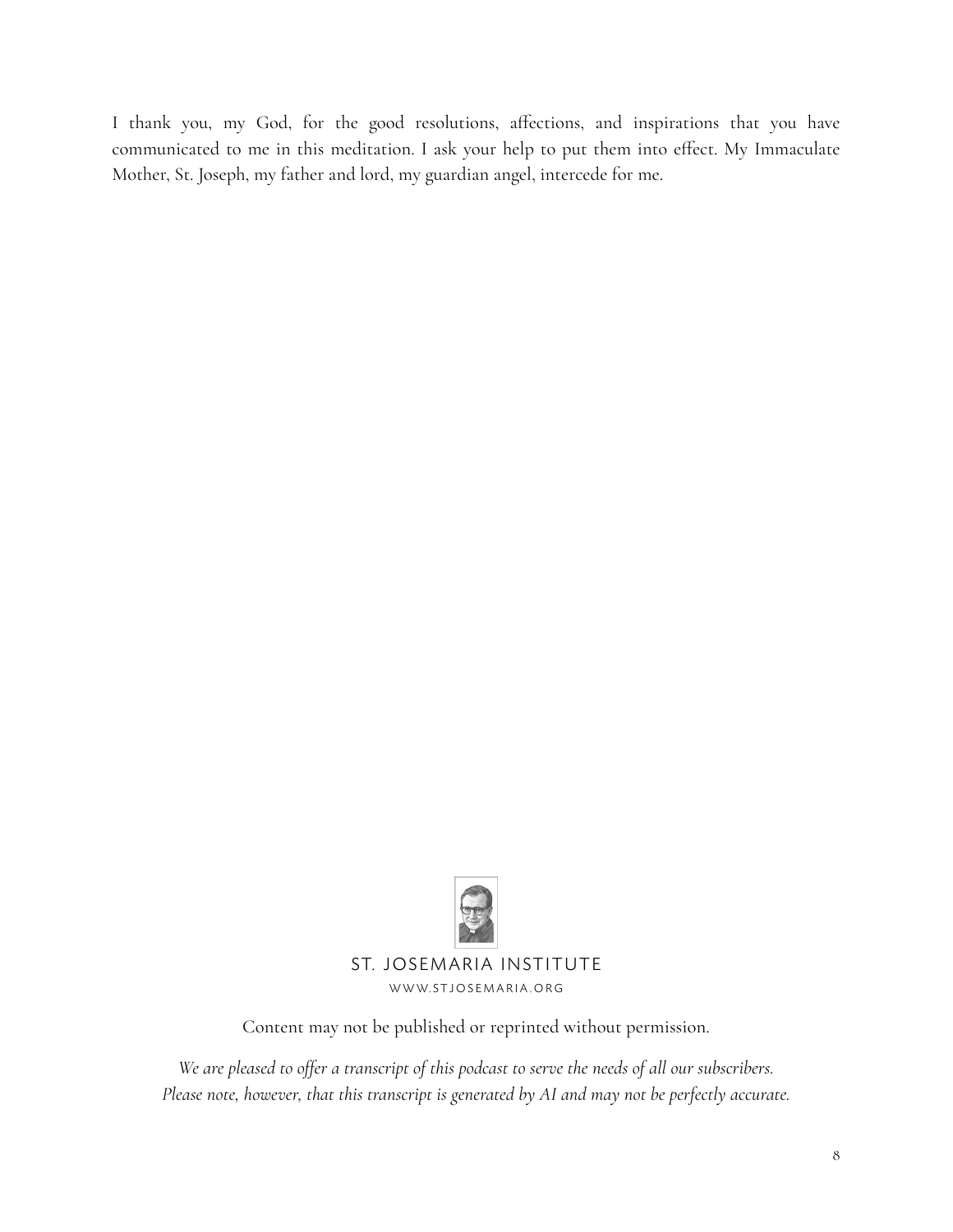I thank you, my God, for the good resolutions, affections, and inspirations that you have communicated to me in this meditation. I ask your help to put them into effect. My Immaculate Mother, St. Joseph, my father and lord, my guardian angel, intercede for me.

ST. JOSEMARIA INSTITUTE

WWW.STJOSEMARIA.ORG

Content may not be published or reprinted without permission.

*We are pleased to offer a transcript of this podcast to serve the needs of all our subscribers. Please note, however, that this transcript is generated by AI and may not be perfectly accurate.*